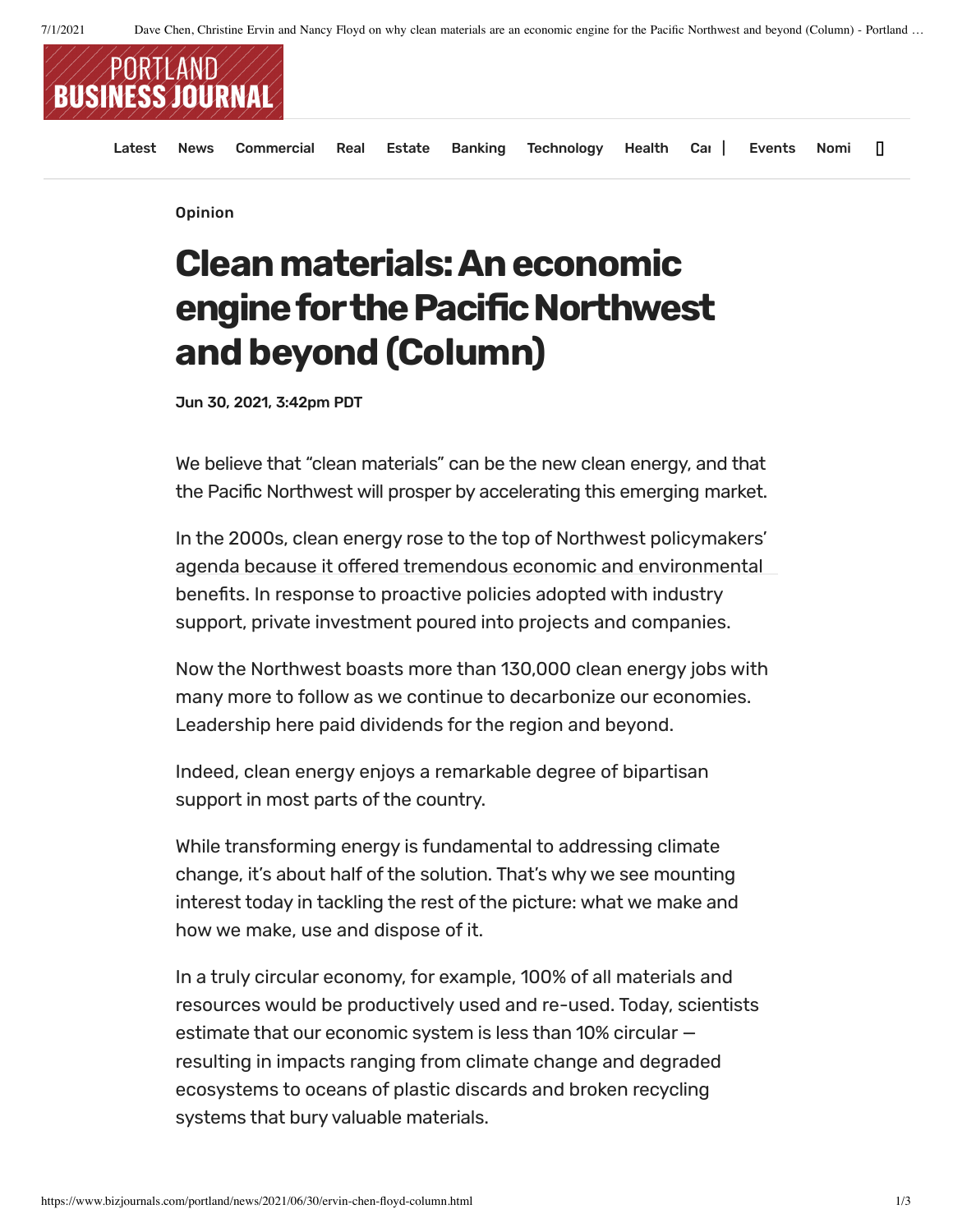Opinion

# Clean materials: An economic engine for the Pacific Northwest and beyond (Column)

Jun 30, 2021, 3:42pm PDT

We believe that "clean materials" can be the new clean energy, and that the Pacific Northwest will prosper by accelerating this emerging market.

In the 2000s, clean energy rose to the top of Northwest policymakers' agenda because it offered tremendous economic and environmental benefits. In response to proactive policies adopted with industry support, private investment poured into projects and companies.

Now the Northwest boasts more than 130,000 clean energy jobs with many more to follow as we continue to decarbonize our economies. Leadership here paid dividends for the region and beyond.

Indeed, clean energy enjoys a remarkable degree of bipartisan support in most parts of the country.

While transforming energy is fundamental to addressing climate change, it's about half of the solution. That's why we see mounting interest today in tackling the rest of the picture: what we make and how we make, use and dispose of it.

In a truly circular economy, for example, 100% of all materials and resources would be productively used and re-used. Today, scientists estimate that our economic system is less than 10% circular — resulting in impacts ranging from climate change and degraded ecosystems to oceans of plastic discards and broken recycling systems that bury valuable materials.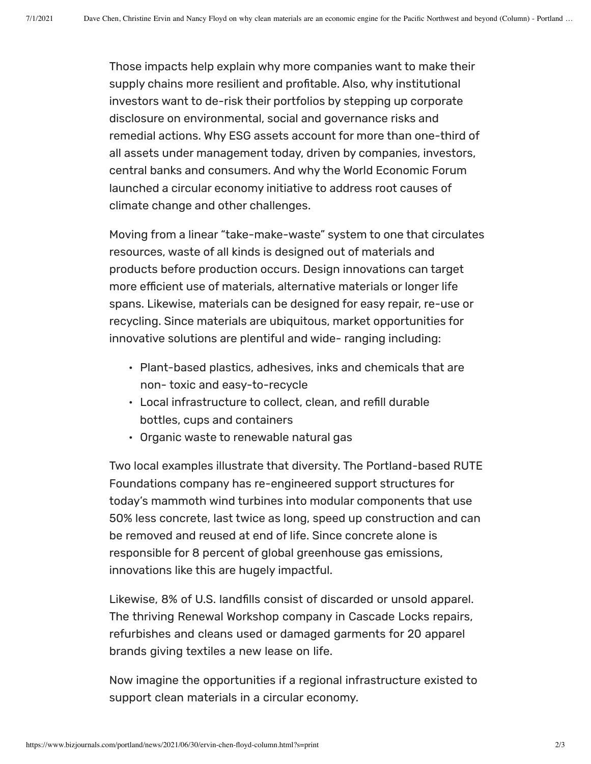Those impacts help explain why more companies want to make their supply chains more resilient and profitable. Also, why institutional investors want to de-risk their portfolios by stepping up corporate disclosure on environmental, social and governance risks and remedial actions. Why ESG assets account for more than one-third of all assets under management today, driven by companies, investors, central banks and consumers. And why the World Economic Forum launched a circular economy initiative to address root causes of climate change and other challenges.

Moving from a linear "take-make-waste" system to one that circulates resources, waste of all kinds is designed out of materials and products before production occurs. Design innovations can target more efficient use of materials, alternative materials or longer life spans. Likewise, materials can be designed for easy repair, re-use or recycling. Since materials are ubiquitous, market opportunities for innovative solutions are plentiful and wide- ranging including:

- Plant-based plastics, adhesives, inks and chemicals that are non- toxic and easy-to-recycle
- Local infrastructure to collect, clean, and refill durable bottles, cups and containers
- Organic waste to renewable natural gas

Two local examples illustrate that diversity. The Portland-based RUTE Foundations company has re-engineered support structures for today's mammoth wind turbines into modular components that use 50% less concrete, last twice as long, speed up construction and can be removed and reused at end of life. Since concrete alone is responsible for 8 percent of global greenhouse gas emissions, innovations like this are hugely impactful.

Likewise, 8% of U.S. landfills consist of discarded or unsold apparel. The thriving Renewal Workshop company in Cascade Locks repairs, refurbishes and cleans used or damaged garments for 20 apparel brands giving textiles a new lease on life.

Now imagine the opportunities if a regional infrastructure existed to support clean materials in a circular economy.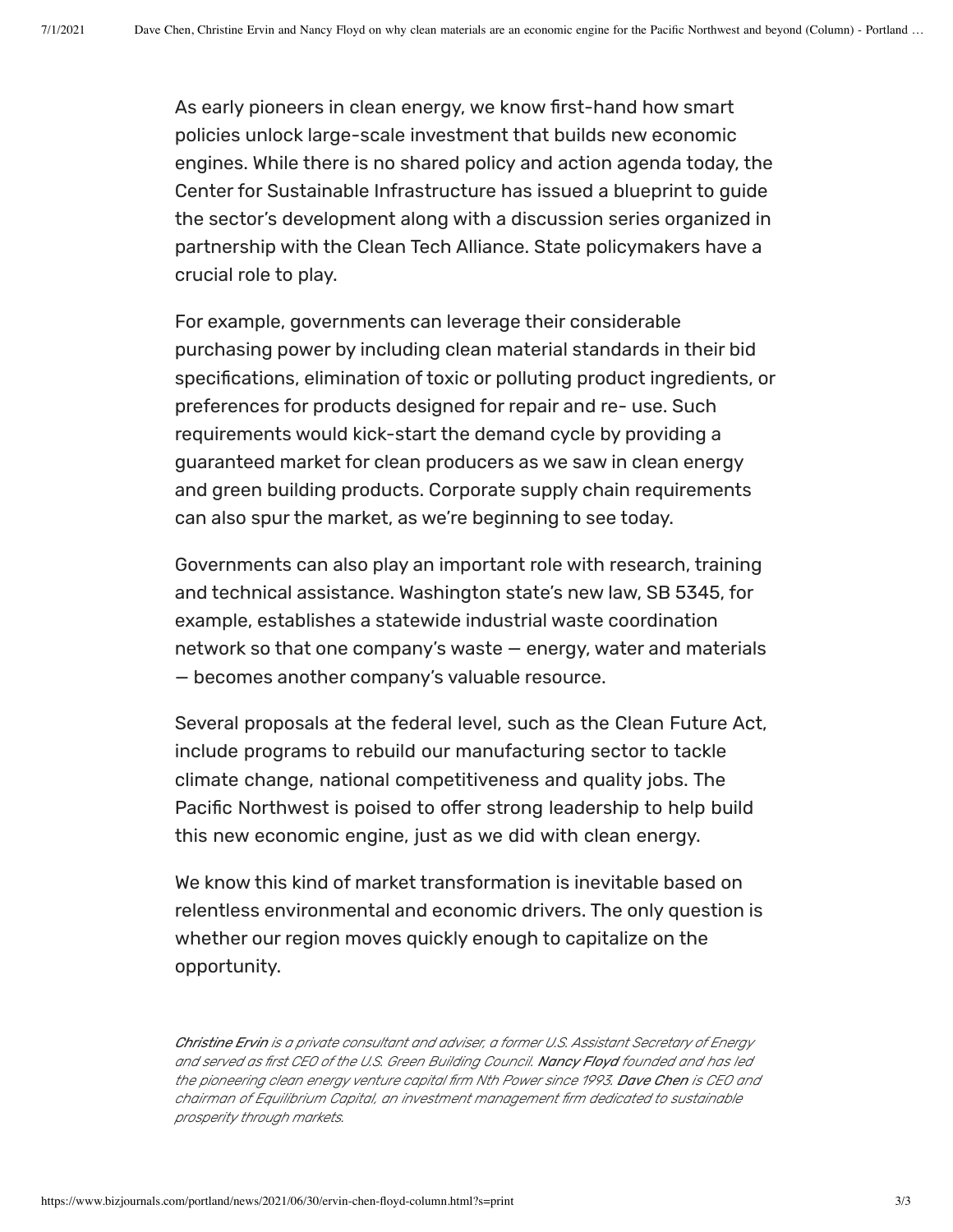As early pioneers in clean energy, we know first-hand how smart policies unlock large-scale investment that builds new economic engines. While there is no shared policy and action agenda today, the Center for Sustainable Infrastructure has issued a blueprint to guide the sector's development along with a discussion series organized in partnership with the Clean Tech Alliance. State policymakers have a crucial role to play.

For example, governments can leverage their considerable purchasing power by including clean material standards in their bid specifications, elimination of toxic or polluting product ingredients, or preferences for products designed for repair and re- use. Such requirements would kick-start the demand cycle by providing a guaranteed market for clean producers as we saw in clean energy and green building products. Corporate supply chain requirements can also spur the market, as we're beginning to see today.

Governments can also play an important role with research, training and technical assistance. Washington state's new law, SB 5345, for example, establishes a statewide industrial waste coordination network so that one company's waste — energy, water and materials — becomes another company's valuable resource.

Several proposals at the federal level, such as the Clean Future Act, include programs to rebuild our manufacturing sector to tackle climate change, national competitiveness and quality jobs. The Pacific Northwest is poised to offer strong leadership to help build this new economic engine, just as we did with clean energy.

We know this kind of market transformation is inevitable based on relentless environmental and economic drivers. The only question is whether our region moves quickly enough to capitalize on the opportunity.

*Christine Ervin is a private consultant and adviser, a former U.S. Assistant Secretary of Energy and served as first CEO of the U.S. Green Building Council. Nancy Floyd founded and has led the pioneering clean energy venture capital firm Nth Power since 1993. Dave Chen is CEO and chairman of Equilibrium Capital, an investment management firm dedicated to sustainable prosperity through markets.*